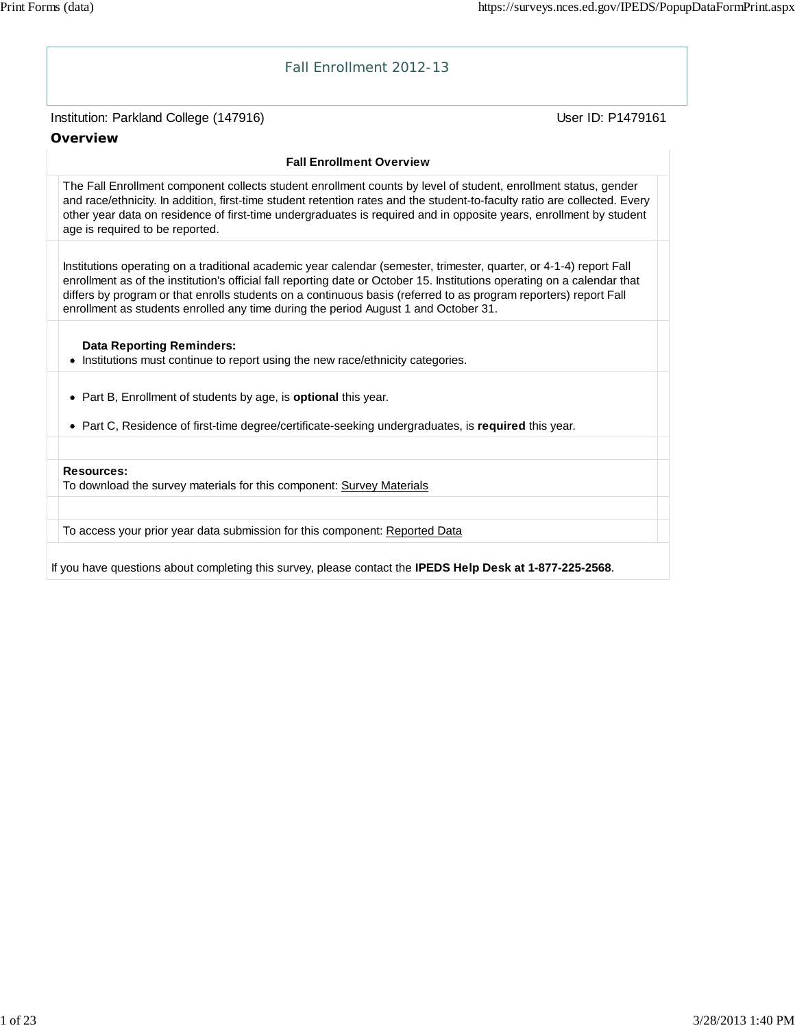# Fall Enrollment 2012-13

Institution: Parkland College (147916) User ID: P1479161

## Overview

### Fall Enrollment Overview

The Fall Enrollment component collects student enrollment counts by level of student, enrollment status, gender and race/ethnicity. In addition, first-time student retention rates and the student-to-faculty ratio are collected. Every other year data on residence of first-time undergraduates is required and in opposite years, enrollment by student age is required to be reported.

Institutions operating on a traditional academic year calendar (semester, trimester, quarter, or 4-1-4) report Fall enrollment as of the institution's official fall reporting date or October 15. Institutions operating on a calendar that differs by program or that enrolls students on a continuous basis (referred to as program reporters) report Fall enrollment as students enrolled any time during the period August 1 and October 31.

**Data Reporting Reminders:**

- Institutions must continue to report using the new race/ethnicity categories.

- Part B, Enrollment of students by age, is **optional** this year.
- Part C, Residence of first-time degree/certificate-seeking undergraduates, is **required** this year.

**Resources:**
To download the survey materials for this component: Survey Materials

To access your prior year data submission for this component: Reported Data

If you have questions about completing this survey, please contact the **IPEDS Help Desk at 1-877-225-2568**.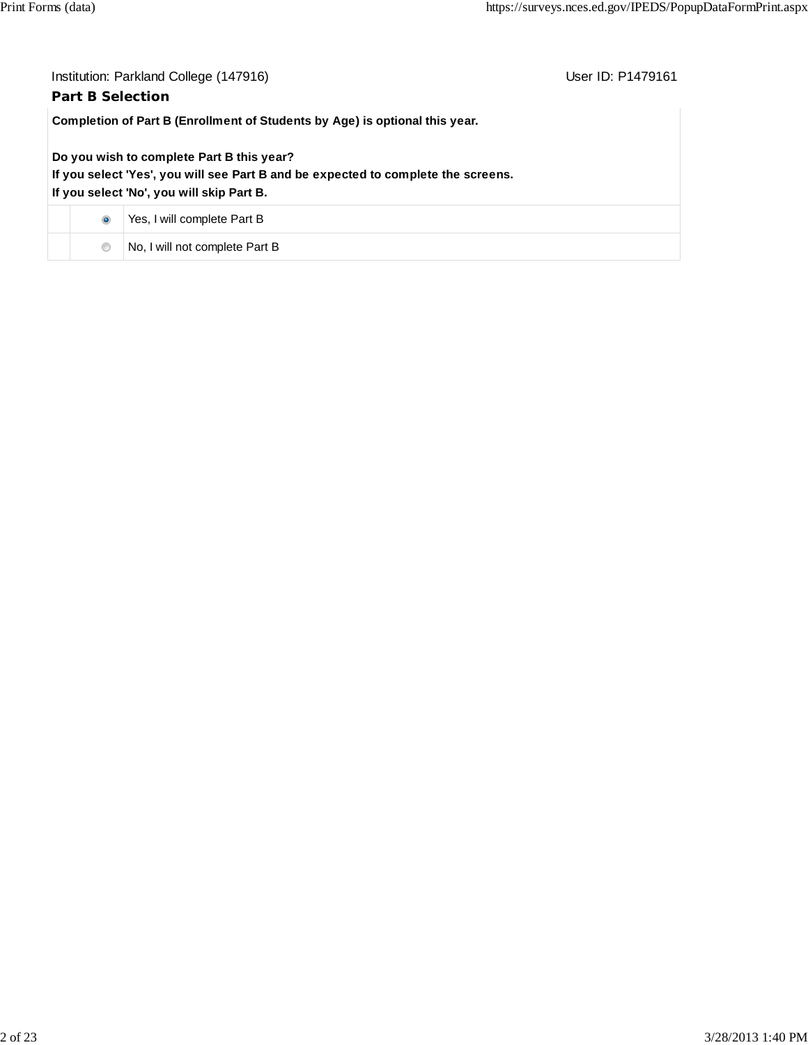Institution: Parkland College (147916) | User ID: P1479161

## Part B Selection

**Completion of Part B (Enrollment of Students by Age) is optional this year.**

**Do you wish to complete Part B this year?**
**If you select 'Yes', you will see Part B and be expected to complete the screens.**
**If you select 'No', you will skip Part B.**

| | | |
|---|---|---|
| | (●) | Yes, I will complete Part B |
| | ( ) | No, I will not complete Part B |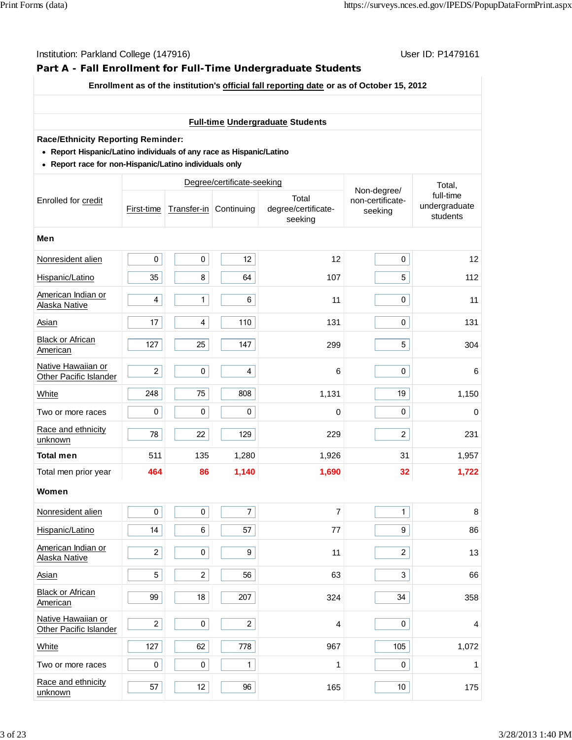Institution: Parkland College (147916) User ID: P1479161

## Part A - Fall Enrollment for Full-Time Undergraduate Students

**Enrollment as of the institution's official fall reporting date or as of October 15, 2012**

**Full-time Undergraduate Students**

**Race/Ethnicity Reporting Reminder:**

- **Report Hispanic/Latino individuals of any race as Hispanic/Latino**
- **Report race for non-Hispanic/Latino individuals only**

| Enrolled for credit | Degree/certificate-seeking | | | | Non-degree/ non-certificate-seeking | Total, full-time undergraduate students |
|---|---|---|---|---|---|---|
| | First-time | Transfer-in | Continuing | Total degree/certificate-seeking | | |
| **Men** | | | | | | |
| Nonresident alien | 0 | 0 | 12 | 12 | 0 | 12 |
| Hispanic/Latino | 35 | 8 | 64 | 107 | 5 | 112 |
| American Indian or Alaska Native | 4 | 1 | 6 | 11 | 0 | 11 |
| Asian | 17 | 4 | 110 | 131 | 0 | 131 |
| Black or African American | 127 | 25 | 147 | 299 | 5 | 304 |
| Native Hawaiian or Other Pacific Islander | 2 | 0 | 4 | 6 | 0 | 6 |
| White | 248 | 75 | 808 | 1,131 | 19 | 1,150 |
| Two or more races | 0 | 0 | 0 | 0 | 0 | 0 |
| Race and ethnicity unknown | 78 | 22 | 129 | 229 | 2 | 231 |
| **Total men** | 511 | 135 | 1,280 | 1,926 | 31 | 1,957 |
| Total men prior year | 464 | 86 | 1,140 | 1,690 | 32 | 1,722 |
| **Women** | | | | | | |
| Nonresident alien | 0 | 0 | 7 | 7 | 1 | 8 |
| Hispanic/Latino | 14 | 6 | 57 | 77 | 9 | 86 |
| American Indian or Alaska Native | 2 | 0 | 9 | 11 | 2 | 13 |
| Asian | 5 | 2 | 56 | 63 | 3 | 66 |
| Black or African American | 99 | 18 | 207 | 324 | 34 | 358 |
| Native Hawaiian or Other Pacific Islander | 2 | 0 | 2 | 4 | 0 | 4 |
| White | 127 | 62 | 778 | 967 | 105 | 1,072 |
| Two or more races | 0 | 0 | 1 | 1 | 0 | 1 |
| Race and ethnicity unknown | 57 | 12 | 96 | 165 | 10 | 175 |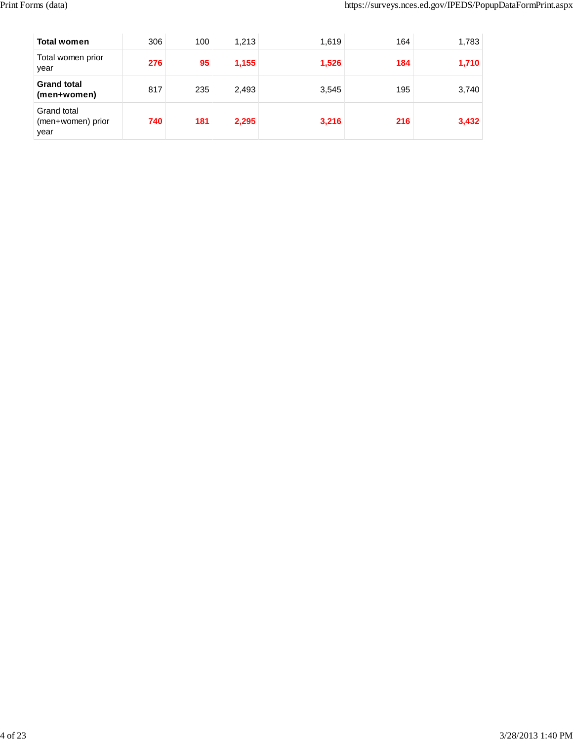| | | | | | | |
|---|---|---|---|---|---|---|
| **Total women** | 306 | 100 | 1,213 | 1,619 | 164 | 1,783 |
| Total women prior year | **276** | **95** | **1,155** | **1,526** | **184** | **1,710** |
| **Grand total (men+women)** | 817 | 235 | 2,493 | 3,545 | 195 | 3,740 |
| Grand total (men+women) prior year | **740** | **181** | **2,295** | **3,216** | **216** | **3,432** |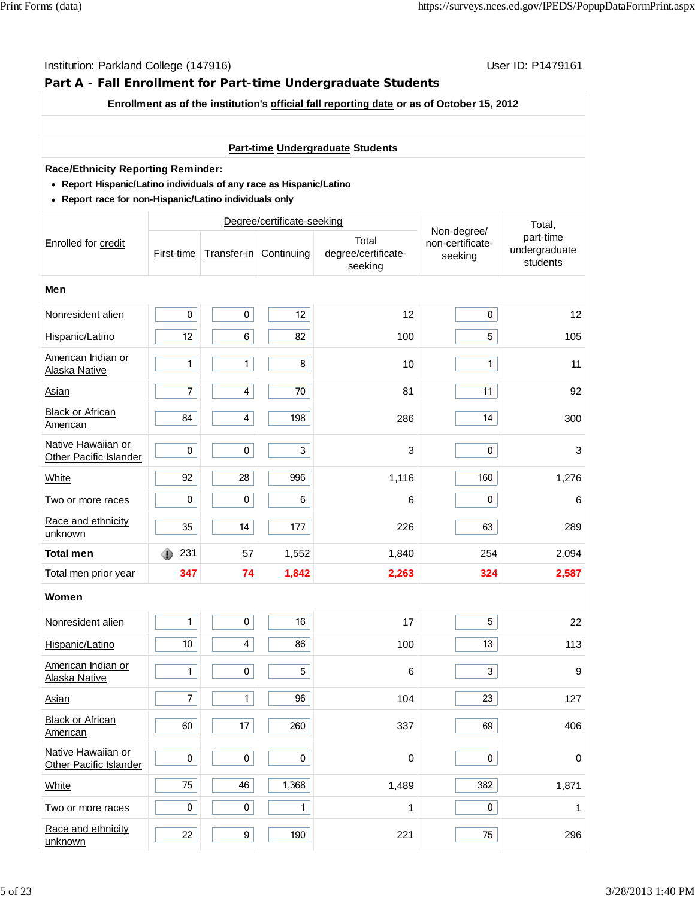Institution: Parkland College (147916)    User ID: P1479161

## Part A - Fall Enrollment for Part-time Undergraduate Students

**Enrollment as of the institution's official fall reporting date or as of October 15, 2012**

**Part-time Undergraduate Students**

**Race/Ethnicity Reporting Reminder:**

- **Report Hispanic/Latino individuals of any race as Hispanic/Latino**
- **Report race for non-Hispanic/Latino individuals only**

| Enrolled for credit | Degree/certificate-seeking | | | | Non-degree/ non-certificate-seeking | Total, part-time undergraduate students |
|---|---|---|---|---|---|---|
| | First-time | Transfer-in | Continuing | Total degree/certificate-seeking | | |
| **Men** | | | | | | |
| Nonresident alien | 0 | 0 | 12 | 12 | 0 | 12 |
| Hispanic/Latino | 12 | 6 | 82 | 100 | 5 | 105 |
| American Indian or Alaska Native | 1 | 1 | 8 | 10 | 1 | 11 |
| Asian | 7 | 4 | 70 | 81 | 11 | 92 |
| Black or African American | 84 | 4 | 198 | 286 | 14 | 300 |
| Native Hawaiian or Other Pacific Islander | 0 | 0 | 3 | 3 | 0 | 3 |
| White | 92 | 28 | 996 | 1,116 | 160 | 1,276 |
| Two or more races | 0 | 0 | 6 | 6 | 0 | 6 |
| Race and ethnicity unknown | 35 | 14 | 177 | 226 | 63 | 289 |
| **Total men** | 231 | 57 | 1,552 | 1,840 | 254 | 2,094 |
| Total men prior year | 347 | 74 | 1,842 | 2,263 | 324 | 2,587 |
| **Women** | | | | | | |
| Nonresident alien | 1 | 0 | 16 | 17 | 5 | 22 |
| Hispanic/Latino | 10 | 4 | 86 | 100 | 13 | 113 |
| American Indian or Alaska Native | 1 | 0 | 5 | 6 | 3 | 9 |
| Asian | 7 | 1 | 96 | 104 | 23 | 127 |
| Black or African American | 60 | 17 | 260 | 337 | 69 | 406 |
| Native Hawaiian or Other Pacific Islander | 0 | 0 | 0 | 0 | 0 | 0 |
| White | 75 | 46 | 1,368 | 1,489 | 382 | 1,871 |
| Two or more races | 0 | 0 | 1 | 1 | 0 | 1 |
| Race and ethnicity unknown | 22 | 9 | 190 | 221 | 75 | 296 |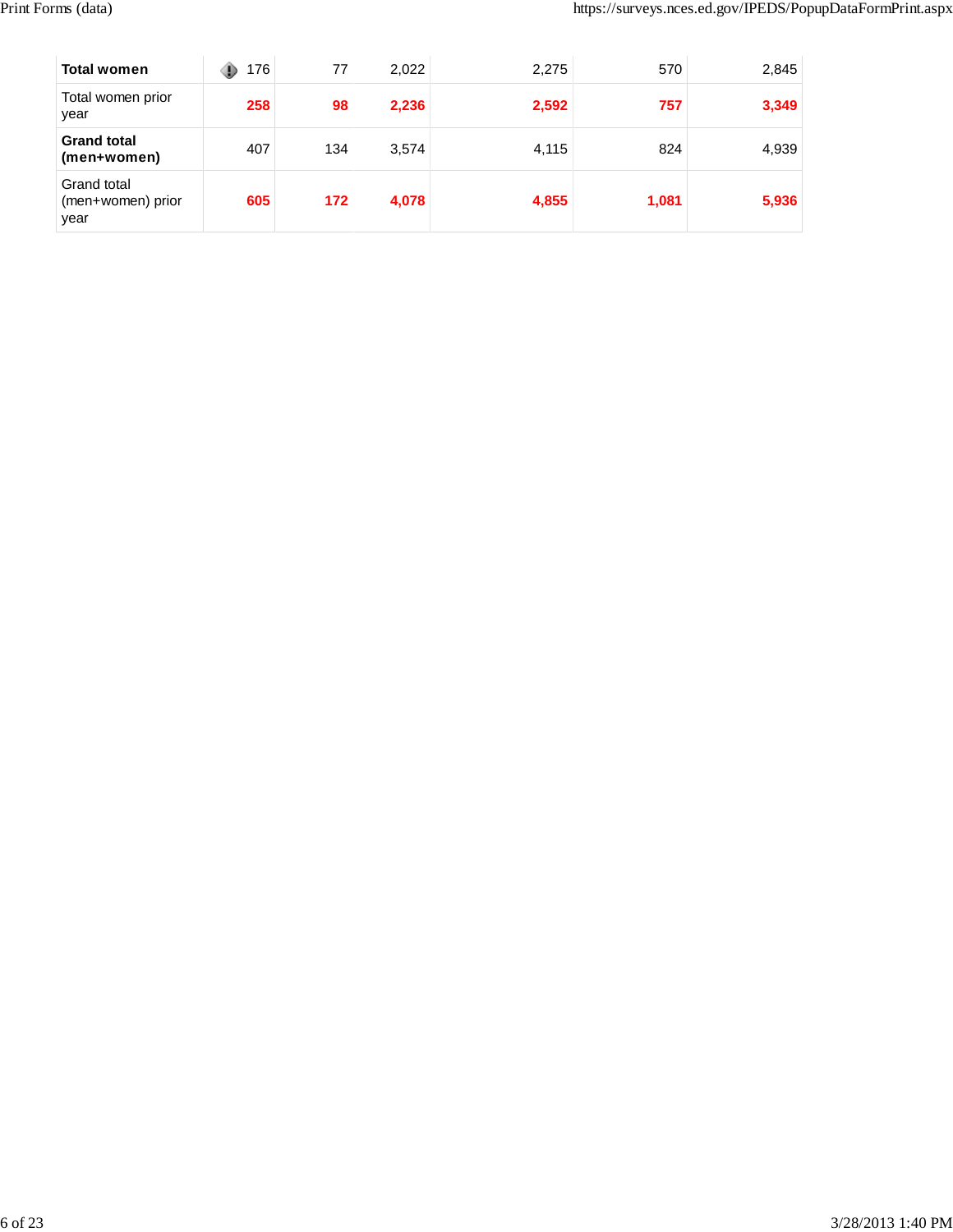| | | | | | | |
|---|---|---|---|---|---|---|
| **Total women** | 176 | 77 | 2,022 | 2,275 | 570 | 2,845 |
| Total women prior year | **258** | **98** | **2,236** | **2,592** | **757** | **3,349** |
| **Grand total (men+women)** | 407 | 134 | 3,574 | 4,115 | 824 | 4,939 |
| Grand total (men+women) prior year | **605** | **172** | **4,078** | **4,855** | **1,081** | **5,936** |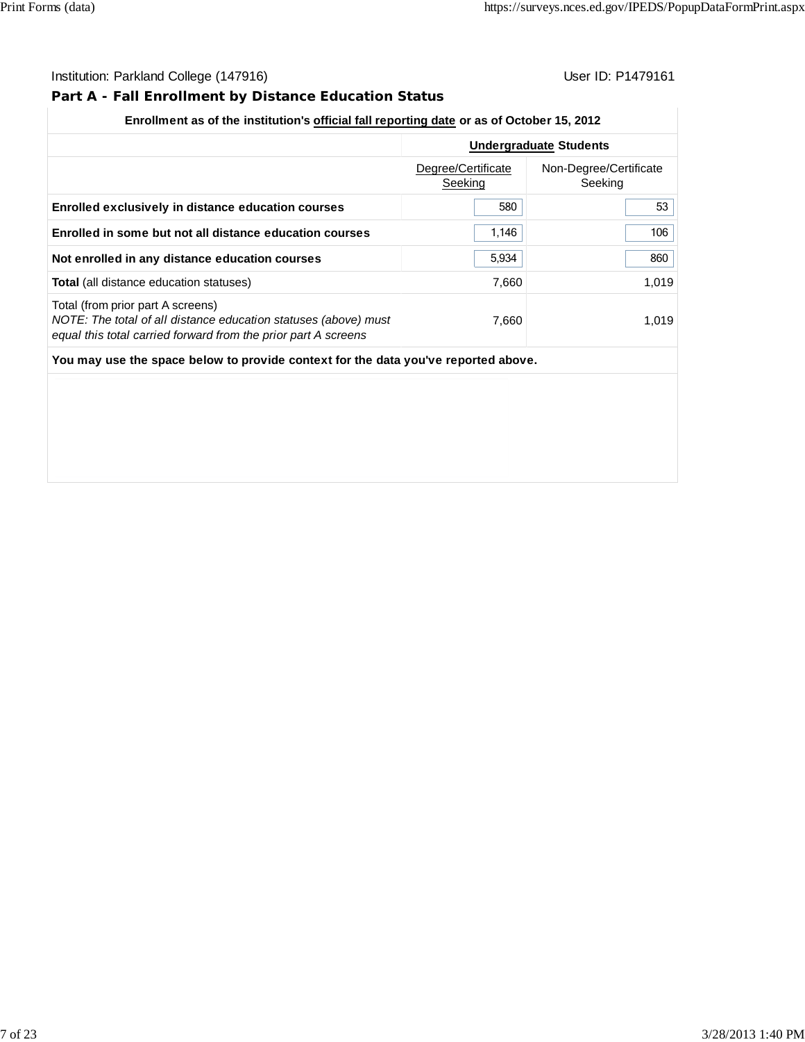Institution: Parkland College (147916) User ID: P1479161

## Part A - Fall Enrollment by Distance Education Status

| Enrollment as of the institution's official fall reporting date or as of October 15, 2012 | | |
|---|---|---|
| | **Undergraduate Students** | |
| | Degree/Certificate Seeking | Non-Degree/Certificate Seeking |
| **Enrolled exclusively in distance education courses** | 580 | 53 |
| **Enrolled in some but not all distance education courses** | 1,146 | 106 |
| **Not enrolled in any distance education courses** | 5,934 | 860 |
| **Total** (all distance education statuses) | 7,660 | 1,019 |
| Total (from prior part A screens) *NOTE: The total of all distance education statuses (above) must equal this total carried forward from the prior part A screens* | 7,660 | 1,019 |

**You may use the space below to provide context for the data you've reported above.**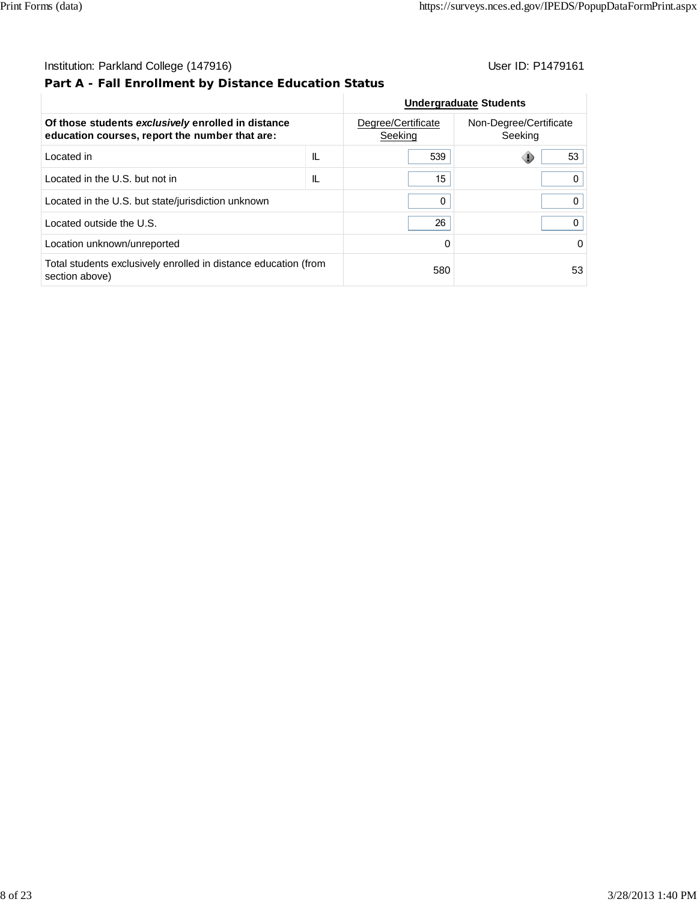Institution: Parkland College (147916) User ID: P1479161

### Part A - Fall Enrollment by Distance Education Status

| | | Undergraduate Students | |
|---|---|---|---|
| **Of those students *exclusively* enrolled in distance education courses, report the number that are:** | | Degree/Certificate Seeking | Non-Degree/Certificate Seeking |
| Located in | IL | 539 | 53 |
| Located in the U.S. but not in | IL | 15 | 0 |
| Located in the U.S. but state/jurisdiction unknown | | 0 | 0 |
| Located outside the U.S. | | 26 | 0 |
| Location unknown/unreported | | 0 | 0 |
| Total students exclusively enrolled in distance education (from section above) | | 580 | 53 |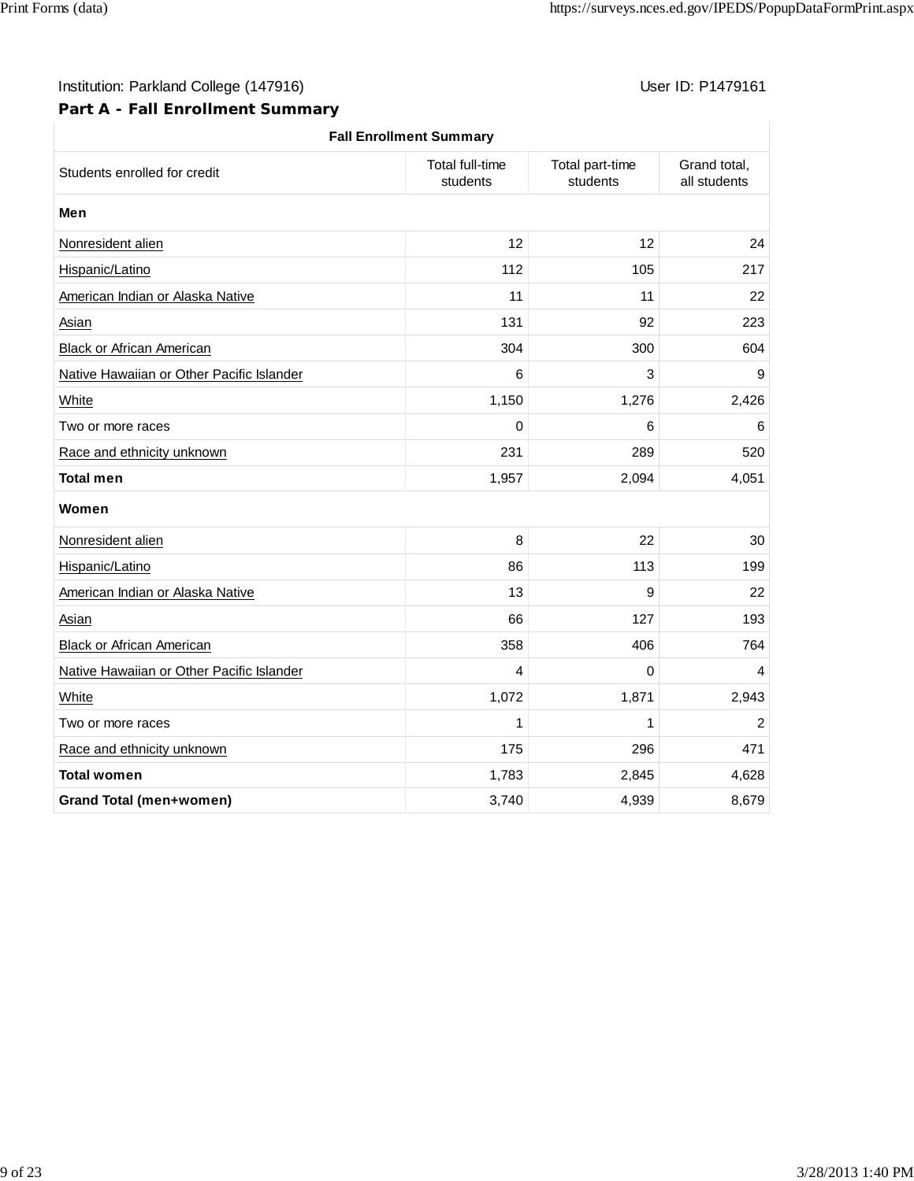Institution: Parkland College (147916) User ID: P1479161

## Part A - Fall Enrollment Summary

| Fall Enrollment Summary | | | |
|---|---|---|---|
| Students enrolled for credit | Total full-time students | Total part-time students | Grand total, all students |
| **Men** | | | |
| Nonresident alien | 12 | 12 | 24 |
| Hispanic/Latino | 112 | 105 | 217 |
| American Indian or Alaska Native | 11 | 11 | 22 |
| Asian | 131 | 92 | 223 |
| Black or African American | 304 | 300 | 604 |
| Native Hawaiian or Other Pacific Islander | 6 | 3 | 9 |
| White | 1,150 | 1,276 | 2,426 |
| Two or more races | 0 | 6 | 6 |
| Race and ethnicity unknown | 231 | 289 | 520 |
| **Total men** | 1,957 | 2,094 | 4,051 |
| **Women** | | | |
| Nonresident alien | 8 | 22 | 30 |
| Hispanic/Latino | 86 | 113 | 199 |
| American Indian or Alaska Native | 13 | 9 | 22 |
| Asian | 66 | 127 | 193 |
| Black or African American | 358 | 406 | 764 |
| Native Hawaiian or Other Pacific Islander | 4 | 0 | 4 |
| White | 1,072 | 1,871 | 2,943 |
| Two or more races | 1 | 1 | 2 |
| Race and ethnicity unknown | 175 | 296 | 471 |
| **Total women** | 1,783 | 2,845 | 4,628 |
| **Grand Total (men+women)** | 3,740 | 4,939 | 8,679 |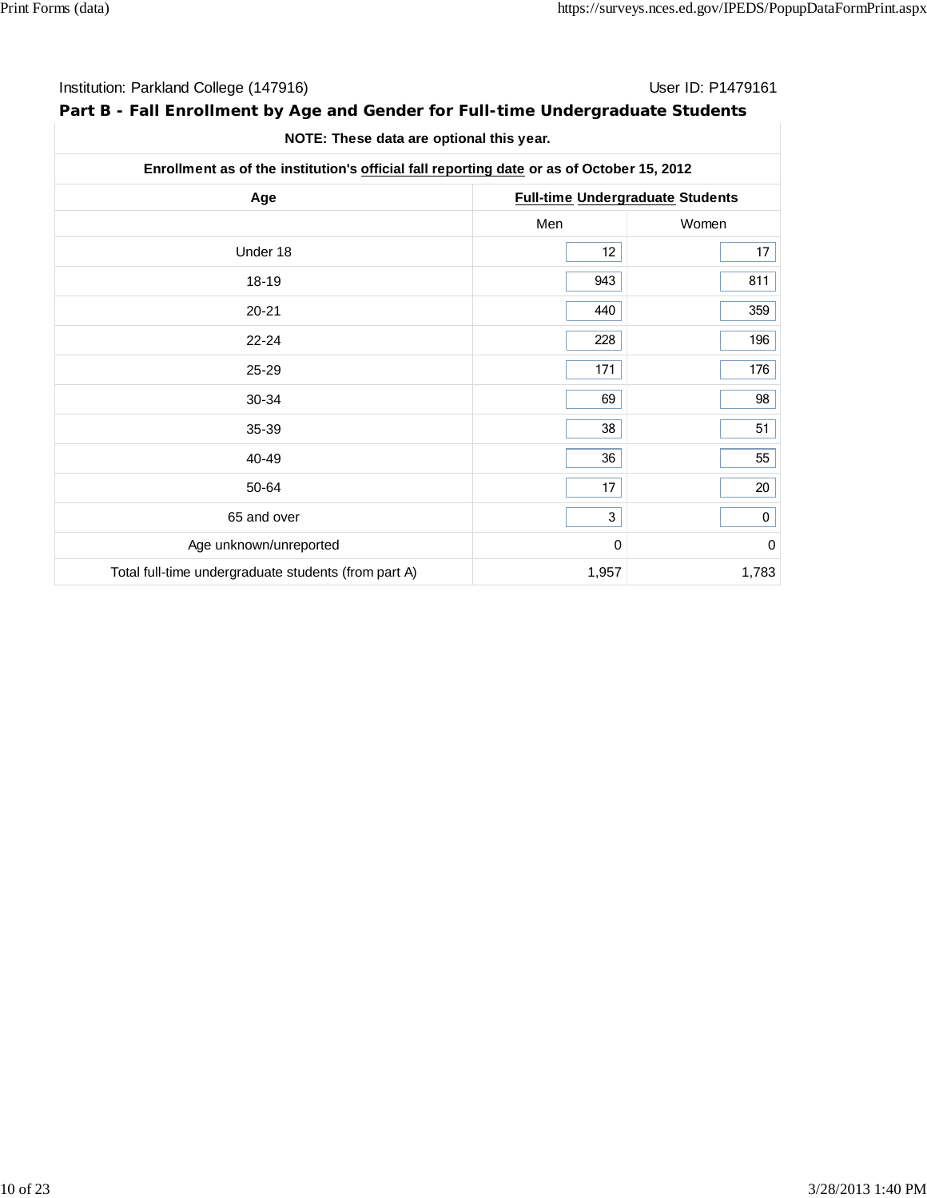Institution: Parkland College (147916) User ID: P1479161

## Part B - Fall Enrollment by Age and Gender for Full-time Undergraduate Students

**NOTE: These data are optional this year.**

**Enrollment as of the institution's official fall reporting date or as of October 15, 2012**

| Age | Full-time Undergraduate Students | |
|---|---|---|
| | Men | Women |
| Under 18 | 12 | 17 |
| 18-19 | 943 | 811 |
| 20-21 | 440 | 359 |
| 22-24 | 228 | 196 |
| 25-29 | 171 | 176 |
| 30-34 | 69 | 98 |
| 35-39 | 38 | 51 |
| 40-49 | 36 | 55 |
| 50-64 | 17 | 20 |
| 65 and over | 3 | 0 |
| Age unknown/unreported | 0 | 0 |
| Total full-time undergraduate students (from part A) | 1,957 | 1,783 |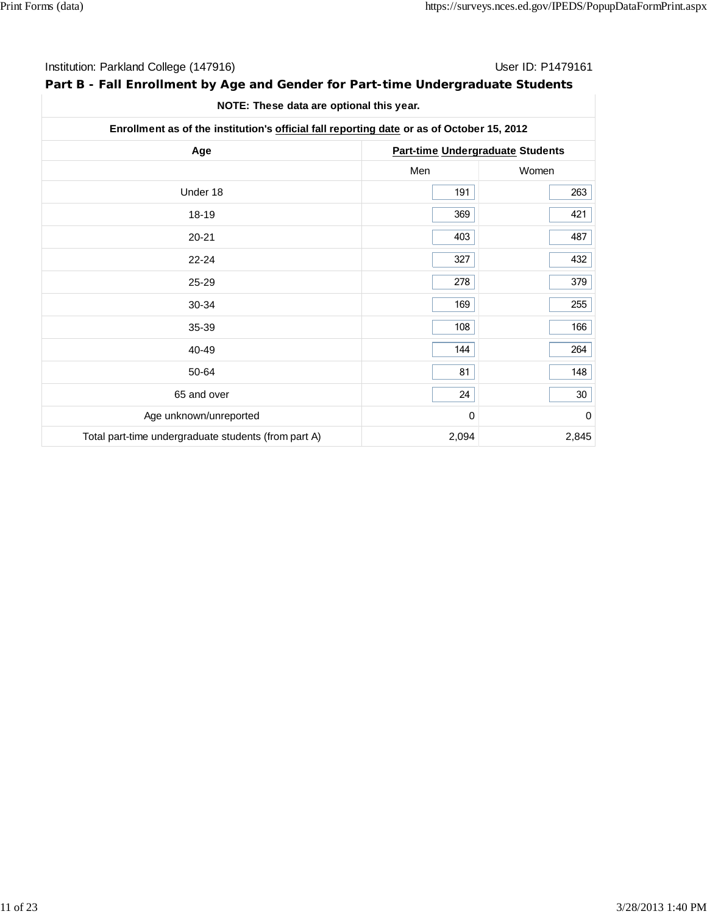Institution: Parkland College (147916) User ID: P1479161

## Part B - Fall Enrollment by Age and Gender for Part-time Undergraduate Students

| NOTE: These data are optional this year. | | |
|---|---|---|
| Enrollment as of the institution's official fall reporting date or as of October 15, 2012 | | |
| Age | Part-time Undergraduate Students | |
| | Men | Women |
| Under 18 | 191 | 263 |
| 18-19 | 369 | 421 |
| 20-21 | 403 | 487 |
| 22-24 | 327 | 432 |
| 25-29 | 278 | 379 |
| 30-34 | 169 | 255 |
| 35-39 | 108 | 166 |
| 40-49 | 144 | 264 |
| 50-64 | 81 | 148 |
| 65 and over | 24 | 30 |
| Age unknown/unreported | 0 | 0 |
| Total part-time undergraduate students (from part A) | 2,094 | 2,845 |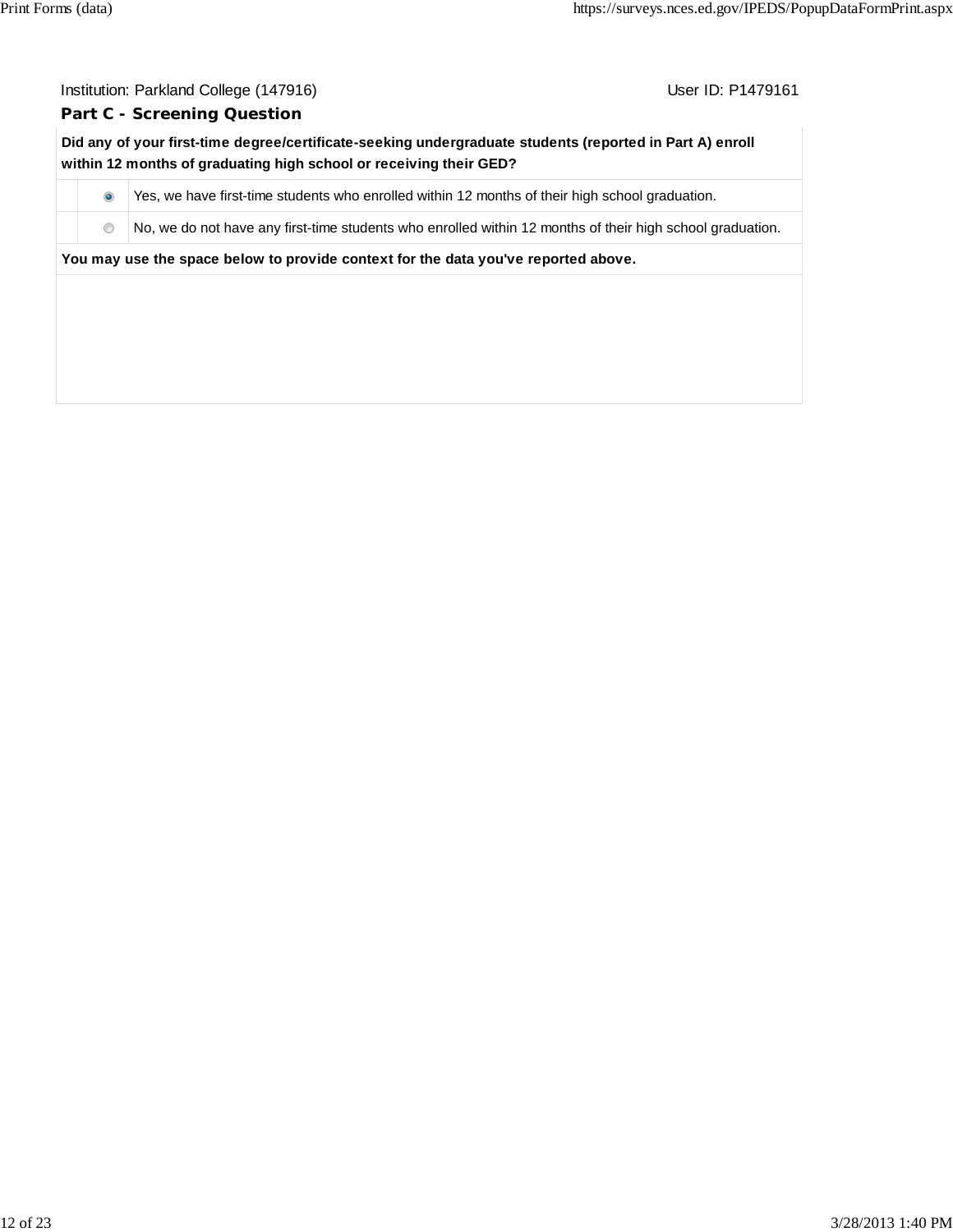Institution: Parkland College (147916) User ID: P1479161

## Part C - Screening Question

**Did any of your first-time degree/certificate-seeking undergraduate students (reported in Part A) enroll within 12 months of graduating high school or receiving their GED?**

| | |
|---|---|
| (selected) | Yes, we have first-time students who enrolled within 12 months of their high school graduation. |
| | No, we do not have any first-time students who enrolled within 12 months of their high school graduation. |

**You may use the space below to provide context for the data you've reported above.**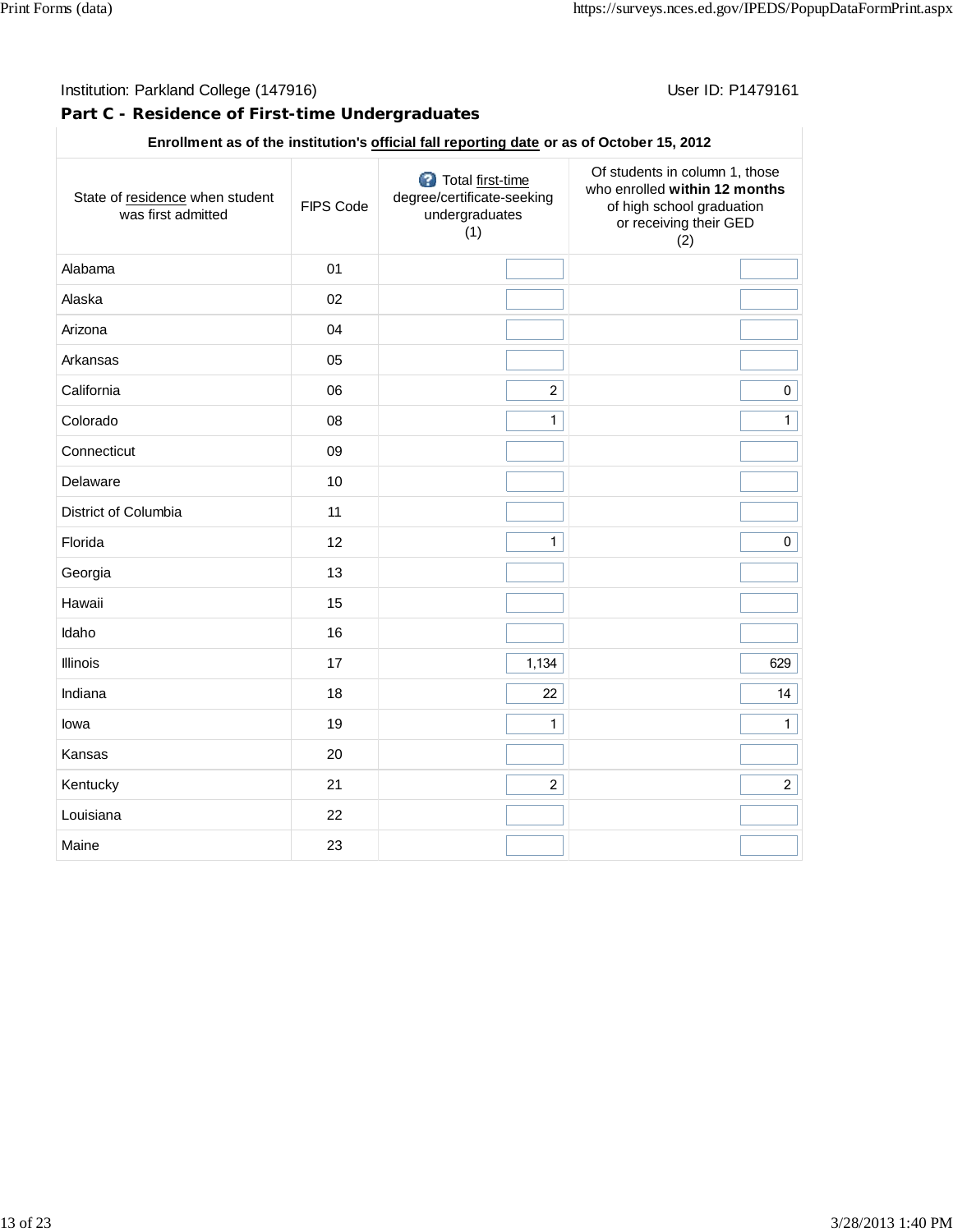Institution: Parkland College (147916)

User ID: P1479161

### Part C - Residence of First-time Undergraduates

| Enrollment as of the institution's official fall reporting date or as of October 15, 2012 | | | |
|---|---|---|---|
| State of residence when student was first admitted | FIPS Code | Total first-time degree/certificate-seeking undergraduates (1) | Of students in column 1, those who enrolled **within 12 months** of high school graduation or receiving their GED (2) |
| Alabama | 01 | | |
| Alaska | 02 | | |
| Arizona | 04 | | |
| Arkansas | 05 | | |
| California | 06 | 2 | 0 |
| Colorado | 08 | 1 | 1 |
| Connecticut | 09 | | |
| Delaware | 10 | | |
| District of Columbia | 11 | | |
| Florida | 12 | 1 | 0 |
| Georgia | 13 | | |
| Hawaii | 15 | | |
| Idaho | 16 | | |
| Illinois | 17 | 1,134 | 629 |
| Indiana | 18 | 22 | 14 |
| Iowa | 19 | 1 | 1 |
| Kansas | 20 | | |
| Kentucky | 21 | 2 | 2 |
| Louisiana | 22 | | |
| Maine | 23 | | |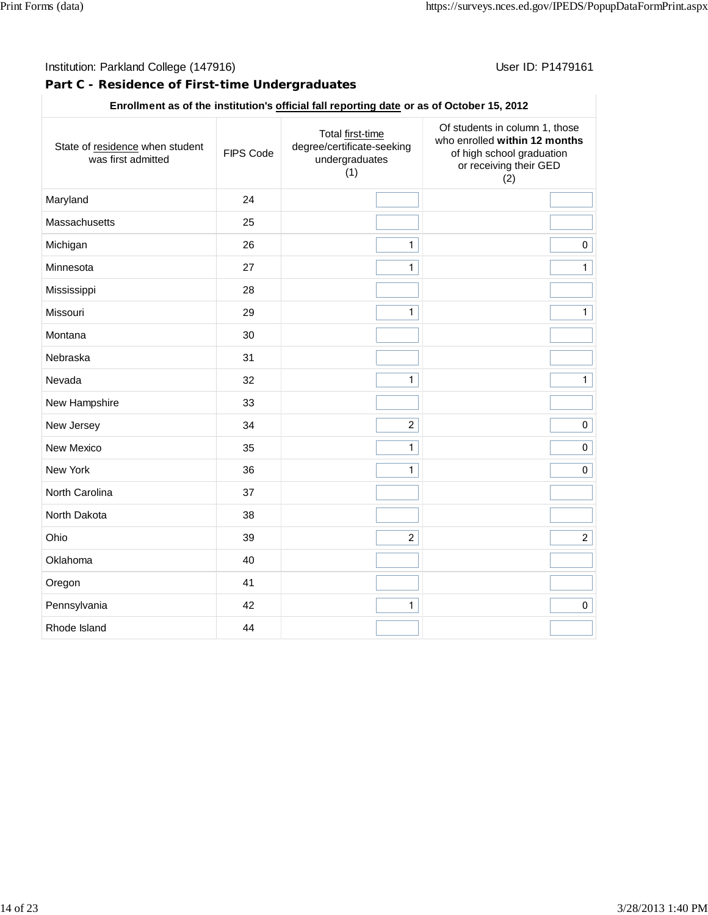Institution: Parkland College (147916) User ID: P1479161

## Part C - Residence of First-time Undergraduates

| Enrollment as of the institution's official fall reporting date or as of October 15, 2012 | | | |
|---|---|---|---|
| State of residence when student was first admitted | FIPS Code | Total first-time degree/certificate-seeking undergraduates (1) | Of students in column 1, those who enrolled **within 12 months** of high school graduation or receiving their GED (2) |
| Maryland | 24 | | |
| Massachusetts | 25 | | |
| Michigan | 26 | 1 | 0 |
| Minnesota | 27 | 1 | 1 |
| Mississippi | 28 | | |
| Missouri | 29 | 1 | 1 |
| Montana | 30 | | |
| Nebraska | 31 | | |
| Nevada | 32 | 1 | 1 |
| New Hampshire | 33 | | |
| New Jersey | 34 | 2 | 0 |
| New Mexico | 35 | 1 | 0 |
| New York | 36 | 1 | 0 |
| North Carolina | 37 | | |
| North Dakota | 38 | | |
| Ohio | 39 | 2 | 2 |
| Oklahoma | 40 | | |
| Oregon | 41 | | |
| Pennsylvania | 42 | 1 | 0 |
| Rhode Island | 44 | | |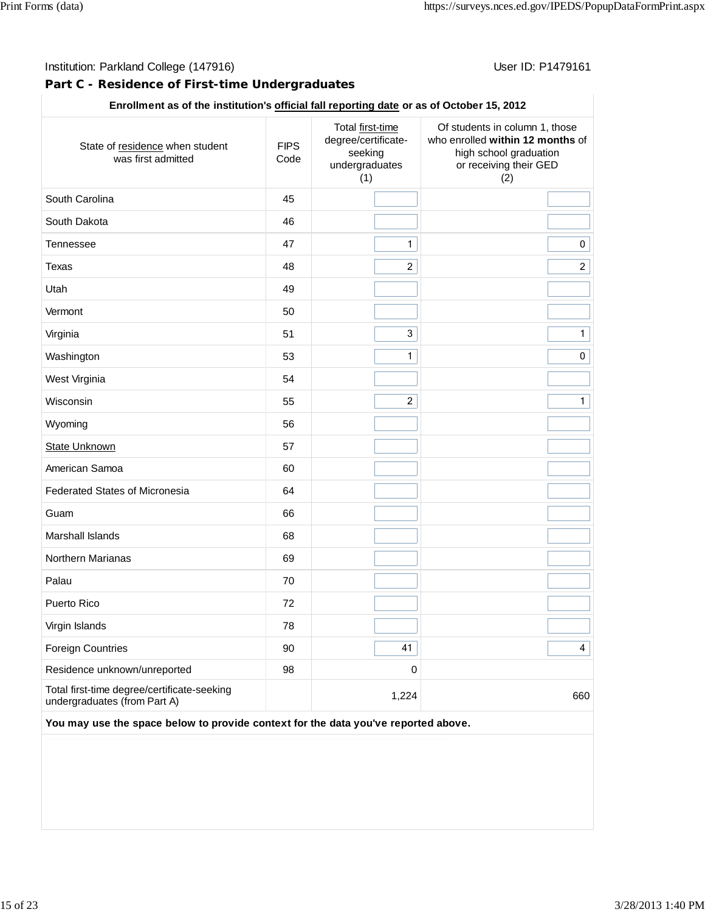Institution: Parkland College (147916) User ID: P1479161

## Part C - Residence of First-time Undergraduates

| Enrollment as of the institution's official fall reporting date or as of October 15, 2012 | | | |
|---|---|---|---|
| State of residence when student was first admitted | FIPS Code | Total first-time degree/certificate-seeking undergraduates (1) | Of students in column 1, those who enrolled **within 12 months** of high school graduation or receiving their GED (2) |
| South Carolina | 45 | | |
| South Dakota | 46 | | |
| Tennessee | 47 | 1 | 0 |
| Texas | 48 | 2 | 2 |
| Utah | 49 | | |
| Vermont | 50 | | |
| Virginia | 51 | 3 | 1 |
| Washington | 53 | 1 | 0 |
| West Virginia | 54 | | |
| Wisconsin | 55 | 2 | 1 |
| Wyoming | 56 | | |
| State Unknown | 57 | | |
| American Samoa | 60 | | |
| Federated States of Micronesia | 64 | | |
| Guam | 66 | | |
| Marshall Islands | 68 | | |
| Northern Marianas | 69 | | |
| Palau | 70 | | |
| Puerto Rico | 72 | | |
| Virgin Islands | 78 | | |
| Foreign Countries | 90 | 41 | 4 |
| Residence unknown/unreported | 98 | 0 | |
| Total first-time degree/certificate-seeking undergraduates (from Part A) | | 1,224 | 660 |

**You may use the space below to provide context for the data you've reported above.**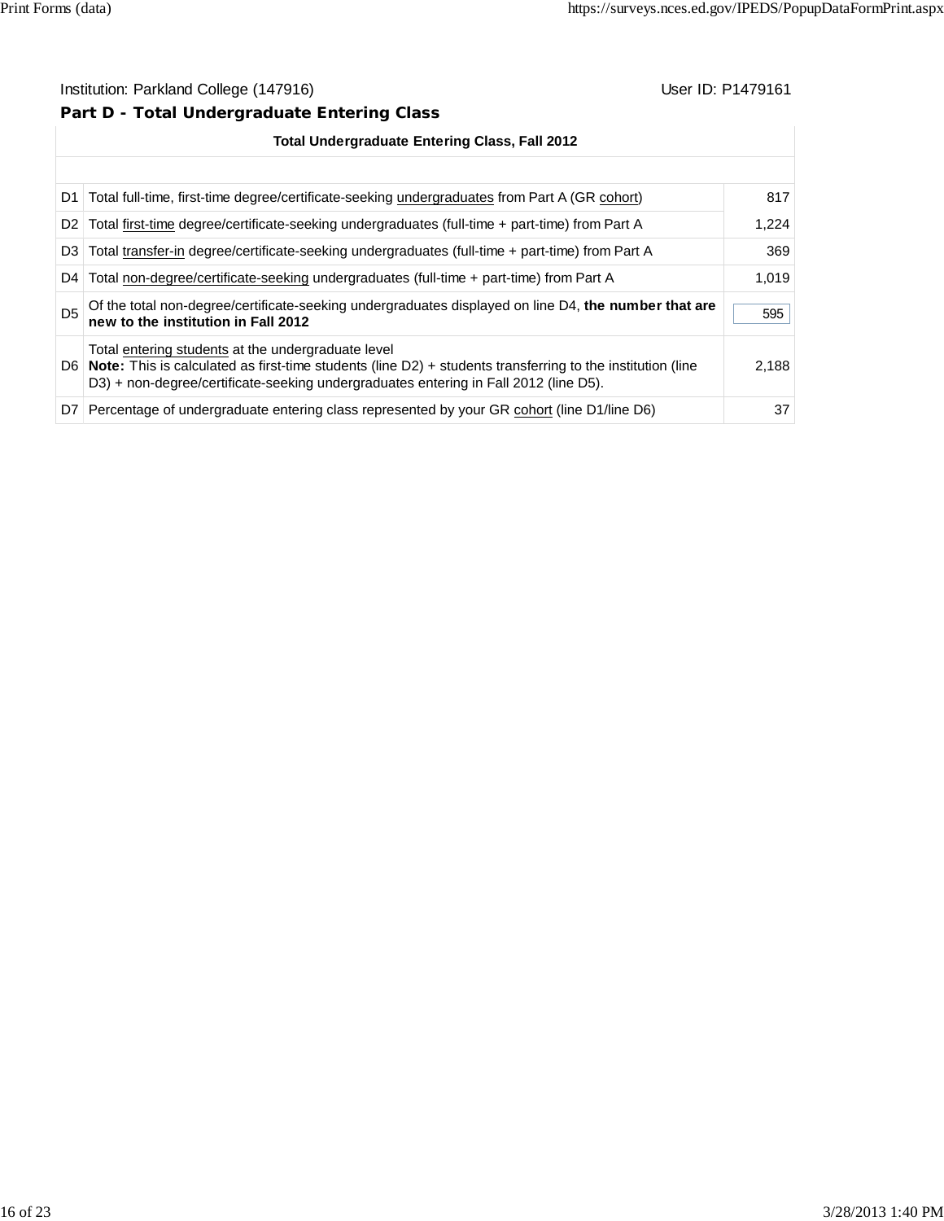Institution: Parkland College (147916) User ID: P1479161

## Part D - Total Undergraduate Entering Class

| Total Undergraduate Entering Class, Fall 2012 | | |
|---|---|---|
| D1 | Total full-time, first-time degree/certificate-seeking undergraduates from Part A (GR cohort) | 817 |
| D2 | Total first-time degree/certificate-seeking undergraduates (full-time + part-time) from Part A | 1,224 |
| D3 | Total transfer-in degree/certificate-seeking undergraduates (full-time + part-time) from Part A | 369 |
| D4 | Total non-degree/certificate-seeking undergraduates (full-time + part-time) from Part A | 1,019 |
| D5 | Of the total non-degree/certificate-seeking undergraduates displayed on line D4, **the number that are new to the institution in Fall 2012** | 595 |
| D6 | Total entering students at the undergraduate level<br>**Note:** This is calculated as first-time students (line D2) + students transferring to the institution (line D3) + non-degree/certificate-seeking undergraduates entering in Fall 2012 (line D5). | 2,188 |
| D7 | Percentage of undergraduate entering class represented by your GR cohort (line D1/line D6) | 37 |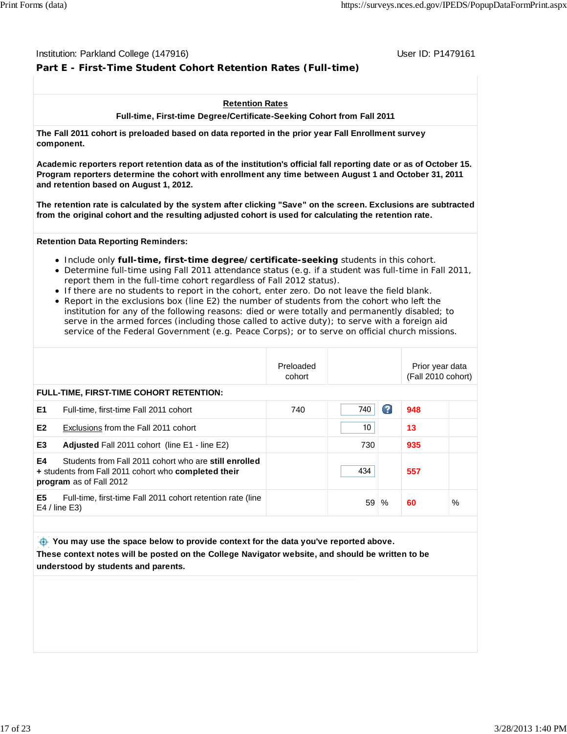Institution: Parkland College (147916) User ID: P1479161

## Part E - First-Time Student Cohort Retention Rates (Full-time)

**Retention Rates**

**Full-time, First-time Degree/Certificate-Seeking Cohort from Fall 2011**

**The Fall 2011 cohort is preloaded based on data reported in the prior year Fall Enrollment survey component.**

**Academic reporters report retention data as of the institution's official fall reporting date or as of October 15. Program reporters determine the cohort with enrollment any time between August 1 and October 31, 2011 and retention based on August 1, 2012.**

**The retention rate is calculated by the system after clicking "Save" on the screen. Exclusions are subtracted from the original cohort and the resulting adjusted cohort is used for calculating the retention rate.**

**Retention Data Reporting Reminders:**

- Include only **full-time, first-time degree/certificate-seeking** students in this cohort.
- Determine full-time using Fall 2011 attendance status (e.g. if a student was full-time in Fall 2011, report them in the full-time cohort regardless of Fall 2012 status).
- If there are no students to report in the cohort, enter zero. Do not leave the field blank.
- Report in the exclusions box (line E2) the number of students from the cohort who left the institution for any of the following reasons: died or were totally and permanently disabled; to serve in the armed forces (including those called to active duty); to serve with a foreign aid service of the Federal Government (e.g. Peace Corps); or to serve on official church missions.

| | | Preloaded cohort | | Prior year data (Fall 2010 cohort) |
|---|---|---|---|---|
| **FULL-TIME, FIRST-TIME COHORT RETENTION:** | | | | |
| **E1** | Full-time, first-time Fall 2011 cohort | 740 | 740 | 948 |
| **E2** | Exclusions from the Fall 2011 cohort | | 10 | 13 |
| **E3** | **Adjusted** Fall 2011 cohort (line E1 - line E2) | | 730 | 935 |
| **E4** | Students from Fall 2011 cohort who are **still enrolled** + students from Fall 2011 cohort who **completed their program** as of Fall 2012 | | 434 | 557 |
| **E5** | Full-time, first-time Fall 2011 cohort retention rate (line E4 / line E3) | | 59 % | 60 % |

**You may use the space below to provide context for the data you've reported above. These context notes will be posted on the College Navigator website, and should be written to be understood by students and parents.**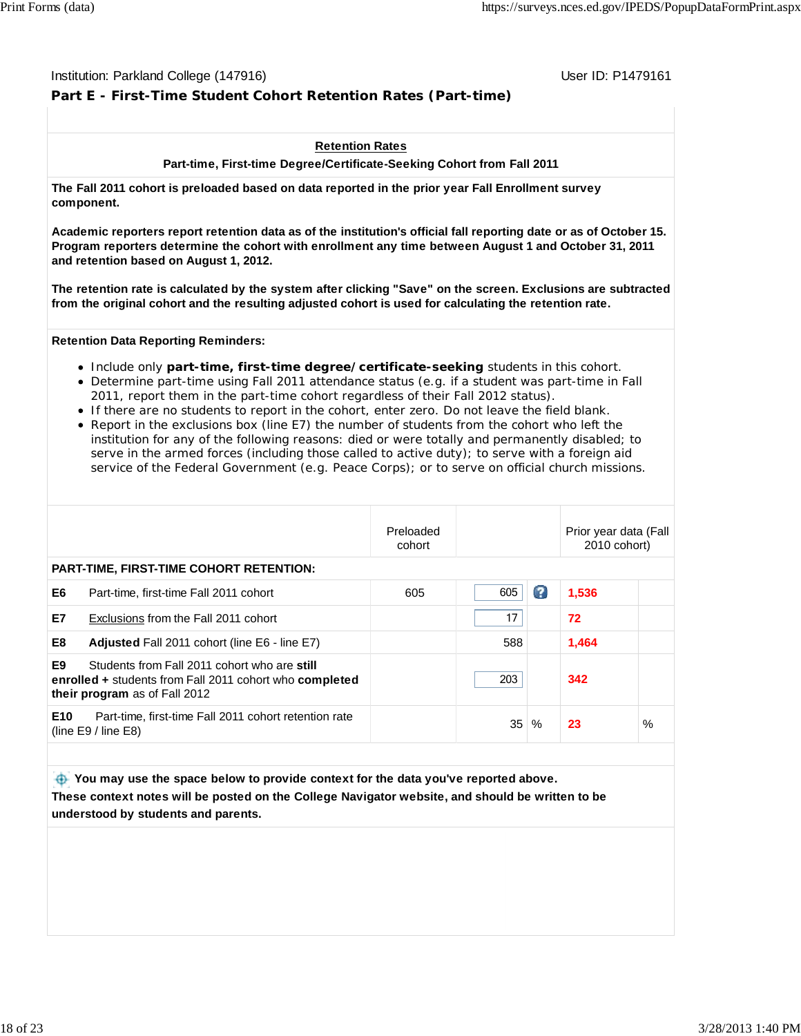Institution: Parkland College (147916) User ID: P1479161

## Part E - First-Time Student Cohort Retention Rates (Part-time)

**Retention Rates**

**Part-time, First-time Degree/Certificate-Seeking Cohort from Fall 2011**

**The Fall 2011 cohort is preloaded based on data reported in the prior year Fall Enrollment survey component.**

**Academic reporters report retention data as of the institution's official fall reporting date or as of October 15. Program reporters determine the cohort with enrollment any time between August 1 and October 31, 2011 and retention based on August 1, 2012.**

**The retention rate is calculated by the system after clicking "Save" on the screen. Exclusions are subtracted from the original cohort and the resulting adjusted cohort is used for calculating the retention rate.**

**Retention Data Reporting Reminders:**

- Include only **part-time, first-time degree/certificate-seeking** students in this cohort.
- Determine part-time using Fall 2011 attendance status (e.g. if a student was part-time in Fall 2011, report them in the part-time cohort regardless of their Fall 2012 status).
- If there are no students to report in the cohort, enter zero. Do not leave the field blank.
- Report in the exclusions box (line E7) the number of students from the cohort who left the institution for any of the following reasons: died or were totally and permanently disabled; to serve in the armed forces (including those called to active duty); to serve with a foreign aid service of the Federal Government (e.g. Peace Corps); or to serve on official church missions.

| | Preloaded cohort | | Prior year data (Fall 2010 cohort) |
|---|---|---|---|
| **PART-TIME, FIRST-TIME COHORT RETENTION:** | | | |
| **E6** Part-time, first-time Fall 2011 cohort | 605 | 605 | 1,536 |
| **E7** Exclusions from the Fall 2011 cohort | | 17 | 72 |
| **E8** **Adjusted** Fall 2011 cohort (line E6 - line E7) | | 588 | 1,464 |
| **E9** Students from Fall 2011 cohort who are **still enrolled +** students from Fall 2011 cohort who **completed their program** as of Fall 2012 | | 203 | 342 |
| **E10** Part-time, first-time Fall 2011 cohort retention rate (line E9 / line E8) | | 35 % | 23 % |

**You may use the space below to provide context for the data you've reported above. These context notes will be posted on the College Navigator website, and should be written to be understood by students and parents.**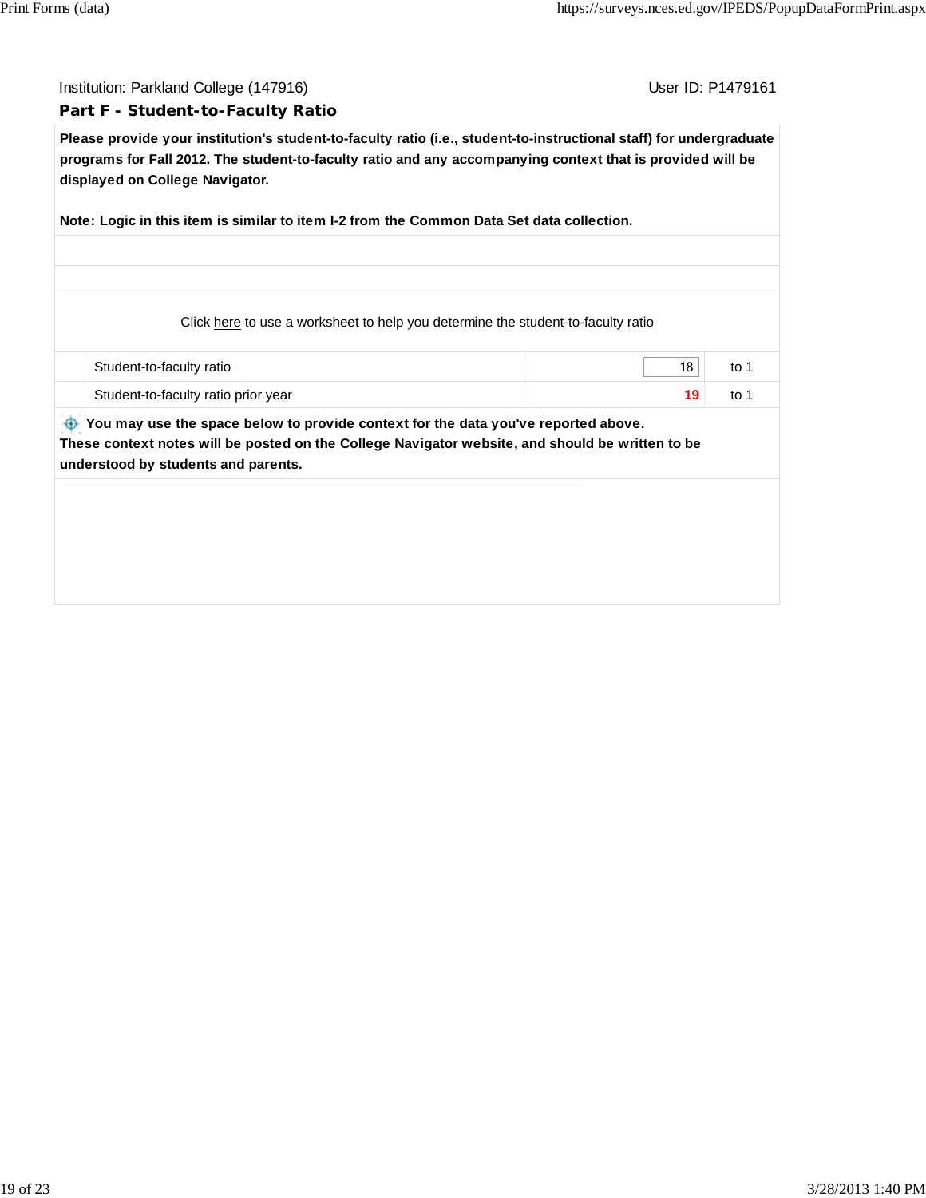Institution: Parkland College (147916) User ID: P1479161

## Part F - Student-to-Faculty Ratio

**Please provide your institution's student-to-faculty ratio (i.e., student-to-instructional staff) for undergraduate programs for Fall 2012. The student-to-faculty ratio and any accompanying context that is provided will be displayed on College Navigator.**

**Note: Logic in this item is similar to item I-2 from the Common Data Set data collection.**

Click here to use a worksheet to help you determine the student-to-faculty ratio

| | | |
|---|---|---|
| Student-to-faculty ratio | 18 | to 1 |
| Student-to-faculty ratio prior year | 19 | to 1 |

**You may use the space below to provide context for the data you've reported above.**
**These context notes will be posted on the College Navigator website, and should be written to be understood by students and parents.**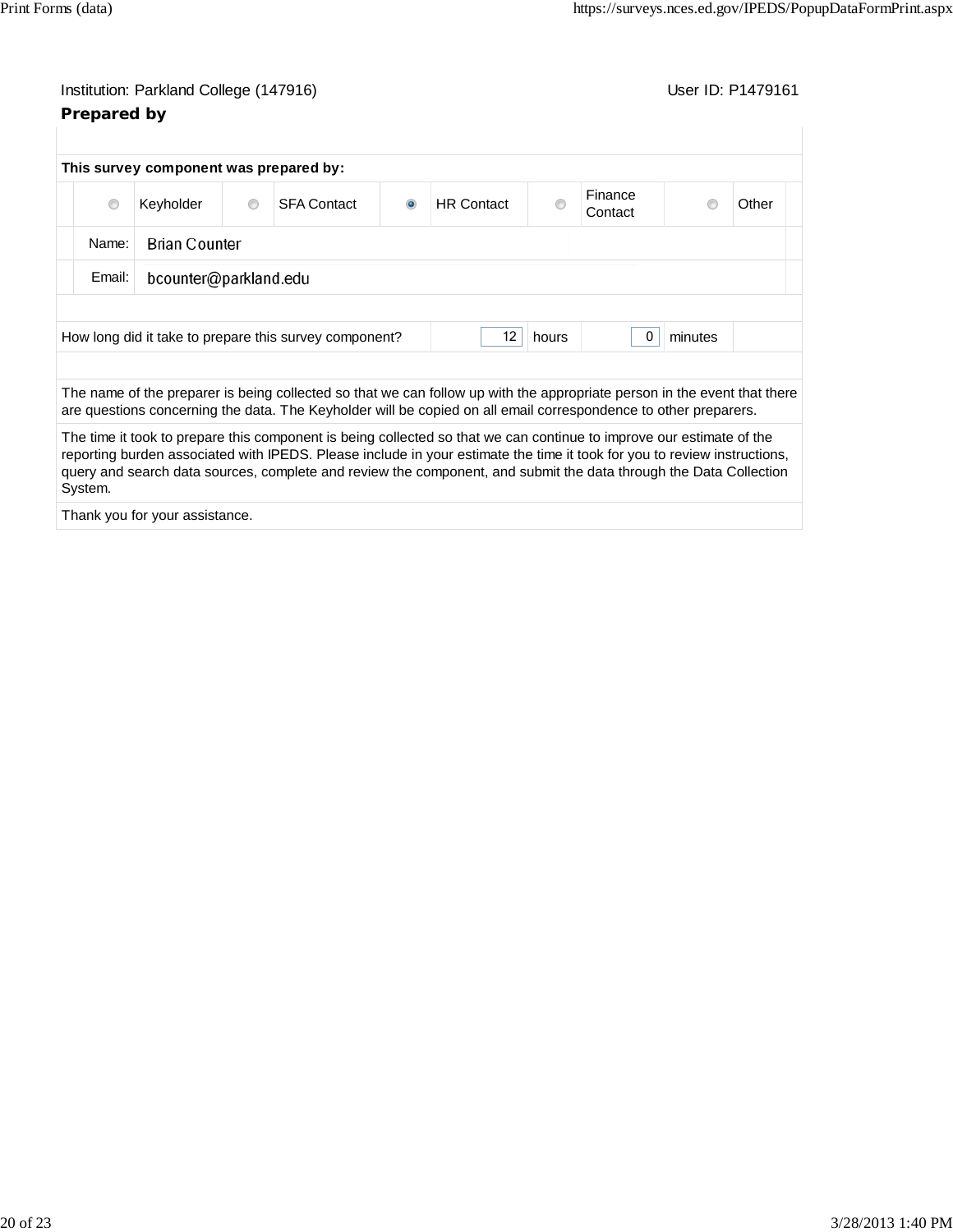Institution: Parkland College (147916) | User ID: P1479161

**Prepared by**

**This survey component was prepared by:**

| | | | | |
|---|---|---|---|---|
| ○ Keyholder | ○ SFA Contact | ● HR Contact | ○ Finance Contact | ○ Other |

Name: Brian Counter

Email: bcounter@parkland.edu

How long did it take to prepare this survey component? 12 hours 0 minutes

The name of the preparer is being collected so that we can follow up with the appropriate person in the event that there are questions concerning the data. The Keyholder will be copied on all email correspondence to other preparers.

The time it took to prepare this component is being collected so that we can continue to improve our estimate of the reporting burden associated with IPEDS. Please include in your estimate the time it took for you to review instructions, query and search data sources, complete and review the component, and submit the data through the Data Collection System.

Thank you for your assistance.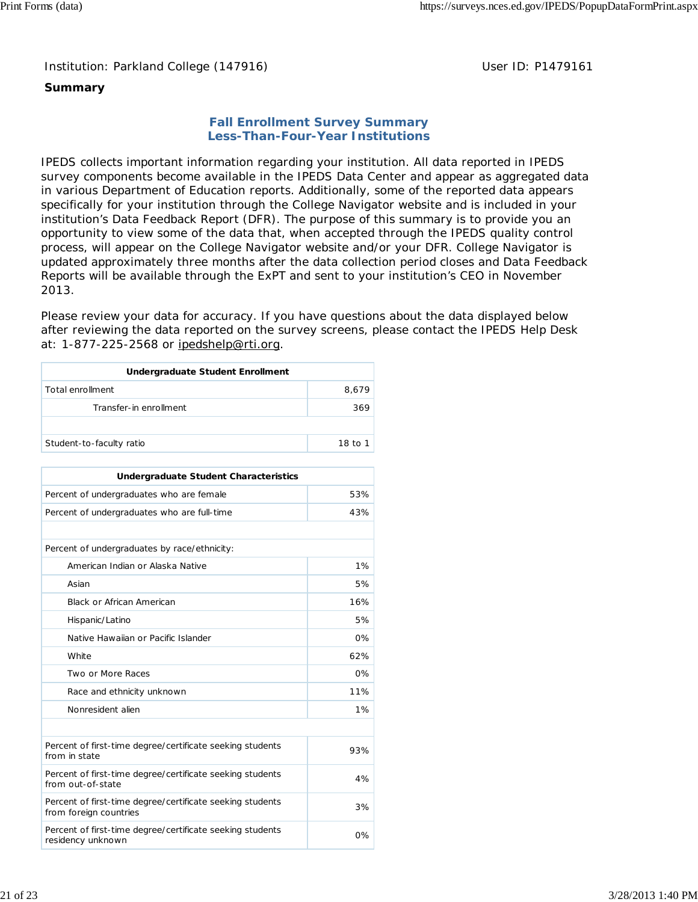Institution: Parkland College (147916) User ID: P1479161

**Summary**

## Fall Enrollment Survey Summary
## Less-Than-Four-Year Institutions

IPEDS collects important information regarding your institution. All data reported in IPEDS survey components become available in the IPEDS Data Center and appear as aggregated data in various Department of Education reports. Additionally, some of the reported data appears specifically for your institution through the College Navigator website and is included in your institution's Data Feedback Report (DFR). The purpose of this summary is to provide you an opportunity to view some of the data that, when accepted through the IPEDS quality control process, will appear on the College Navigator website and/or your DFR. College Navigator is updated approximately three months after the data collection period closes and Data Feedback Reports will be available through the ExPT and sent to your institution's CEO in November 2013.

Please review your data for accuracy. If you have questions about the data displayed below after reviewing the data reported on the survey screens, please contact the IPEDS Help Desk at: 1-877-225-2568 or ipedshelp@rti.org.

| Undergraduate Student Enrollment | |
|---|---|
| Total enrollment | 8,679 |
| Transfer-in enrollment | 369 |
| | |
| Student-to-faculty ratio | 18 to 1 |

| Undergraduate Student Characteristics | |
|---|---|
| Percent of undergraduates who are female | 53% |
| Percent of undergraduates who are full-time | 43% |
| | |
| Percent of undergraduates by race/ethnicity: | |
| American Indian or Alaska Native | 1% |
| Asian | 5% |
| Black or African American | 16% |
| Hispanic/Latino | 5% |
| Native Hawaiian or Pacific Islander | 0% |
| White | 62% |
| Two or More Races | 0% |
| Race and ethnicity unknown | 11% |
| Nonresident alien | 1% |
| | |
| Percent of first-time degree/certificate seeking students from in state | 93% |
| Percent of first-time degree/certificate seeking students from out-of-state | 4% |
| Percent of first-time degree/certificate seeking students from foreign countries | 3% |
| Percent of first-time degree/certificate seeking students residency unknown | 0% |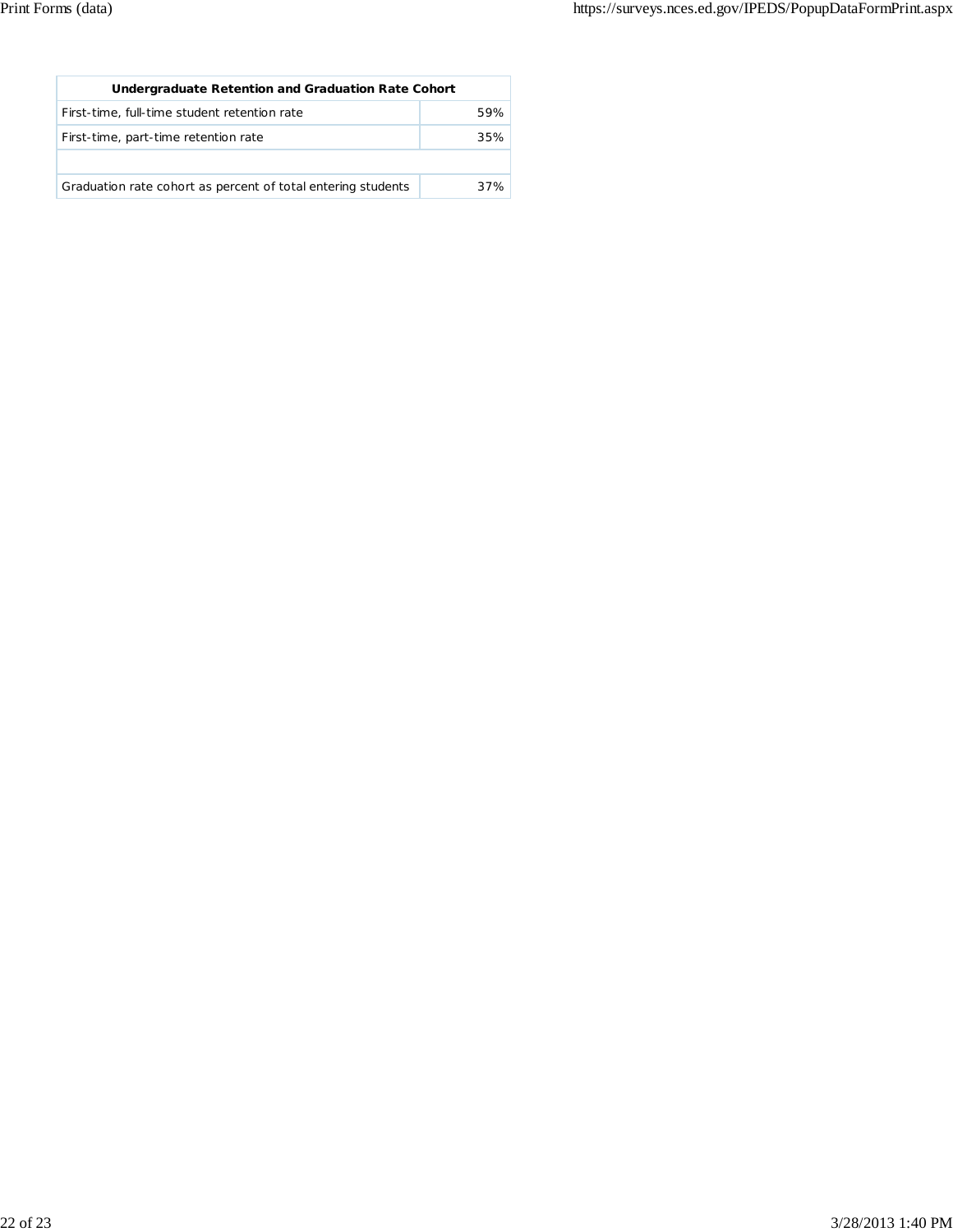| Undergraduate Retention and Graduation Rate Cohort | |
|---|---|
| First-time, full-time student retention rate | 59% |
| First-time, part-time retention rate | 35% |
| | |
| Graduation rate cohort as percent of total entering students | 37% |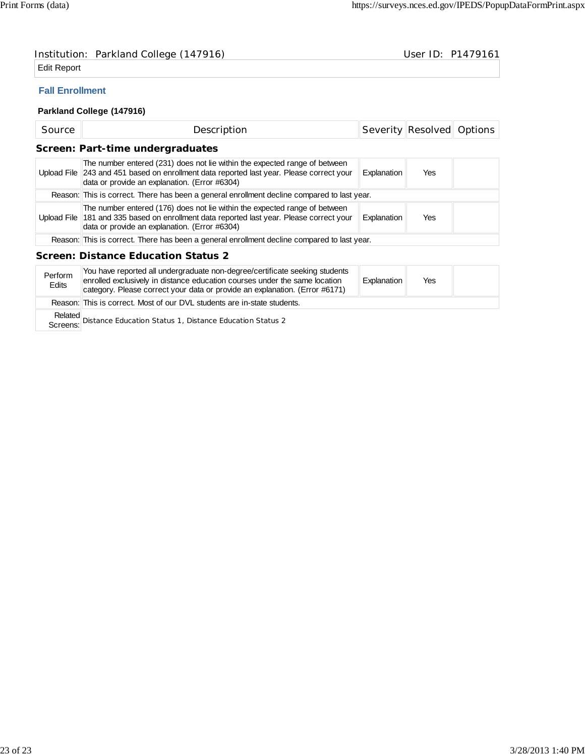Institution: Parkland College (147916) User ID: P1479161

Edit Report

## Fall Enrollment

**Parkland College (147916)**

| Source | Description | Severity | Resolved | Options |
|---|---|---|---|---|

### Screen: Part-time undergraduates

| Source | Description | Severity | Resolved | Options |
|---|---|---|---|---|
| Upload File | The number entered (231) does not lie within the expected range of between 243 and 451 based on enrollment data reported last year. Please correct your data or provide an explanation. (Error #6304) | Explanation | Yes | |
| Reason: | This is correct. There has been a general enrollment decline compared to last year. | | | |
| Upload File | The number entered (176) does not lie within the expected range of between 181 and 335 based on enrollment data reported last year. Please correct your data or provide an explanation. (Error #6304) | Explanation | Yes | |
| Reason: | This is correct. There has been a general enrollment decline compared to last year. | | | |

### Screen: Distance Education Status 2

| Source | Description | Severity | Resolved | Options |
|---|---|---|---|---|
| Perform Edits | You have reported all undergraduate non-degree/certificate seeking students enrolled exclusively in distance education courses under the same location category. Please correct your data or provide an explanation. (Error #6171) | Explanation | Yes | |
| Reason: | This is correct. Most of our DVL students are in-state students. | | | |
| Related Screens: | Distance Education Status 1, Distance Education Status 2 | | | |